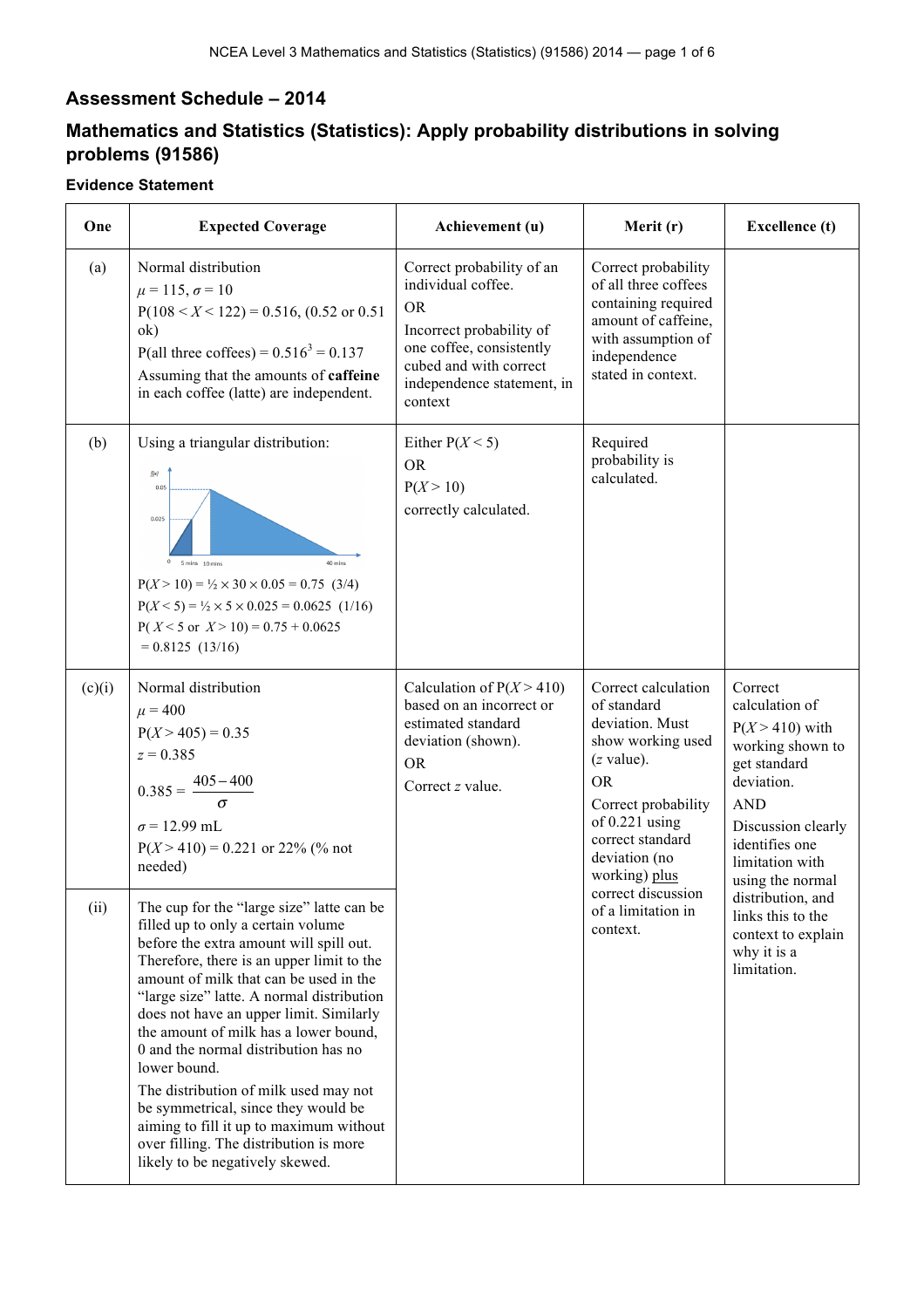## Assessment Schedule – 2014

## Mathematics and Statistics (Statistics): Apply probability distributions in solving problems (91586)

### Evidence Statement

| One | Expected Coverage | Achievement (u) | Merit (r) | Excellence (t) |
|---|---|---|---|---|
| (a) | Normal distribution<br>$\mu = 115$, $\sigma = 10$<br>$P(108 < X < 122) = 0.516$, (0.52 or 0.51 ok)<br>P(all three coffees) $= 0.516^3 = 0.137$<br>Assuming that the amounts of **caffeine** in each coffee (latte) are independent. | Correct probability of an individual coffee.<br>OR<br>Incorrect probability of one coffee, consistently cubed and with correct independence statement, in context | Correct probability of all three coffees containing required amount of caffeine, with assumption of independence stated in context. | |
| (b) | Using a triangular distribution:<br>$P(X > 10) = \frac{1}{2} \times 30 \times 0.05 = 0.75$ (3/4)<br>$P(X < 5) = \frac{1}{2} \times 5 \times 0.025 = 0.0625$ (1/16)<br>$P(X < 5 \text{ or } X > 10) = 0.75 + 0.0625$<br>$= 0.8125$ (13/16) | Either $P(X < 5)$<br>OR<br>$P(X > 10)$<br>correctly calculated. | Required probability is calculated. | |
| (c)(i) | Normal distribution<br>$\mu = 400$<br>$P(X > 405) = 0.35$<br>$z = 0.385$<br>$0.385 = \dfrac{405 - 400}{\sigma}$<br>$\sigma = 12.99$ mL<br>$P(X > 410) = 0.221$ or 22% (% not needed) | Calculation of $P(X > 410)$ based on an incorrect or estimated standard deviation (shown).<br>OR<br>Correct $z$ value. | Correct calculation of standard deviation. Must show working used ($z$ value).<br>OR<br>Correct probability of 0.221 using correct standard deviation (no working) plus correct discussion of a limitation in context. | Correct calculation of $P(X > 410)$ with working shown to get standard deviation.<br>AND<br>Discussion clearly identifies one limitation with using the normal distribution, and links this to the context to explain why it is a limitation. |
| (ii) | The cup for the "large size" latte can be filled up to only a certain volume before the extra amount will spill out. Therefore, there is an upper limit to the amount of milk that can be used in the "large size" latte. A normal distribution does not have an upper limit. Similarly the amount of milk has a lower bound, 0 and the normal distribution has no lower bound.<br>The distribution of milk used may not be symmetrical, since they would be aiming to fill it up to maximum without over filling. The distribution is more likely to be negatively skewed. | | | |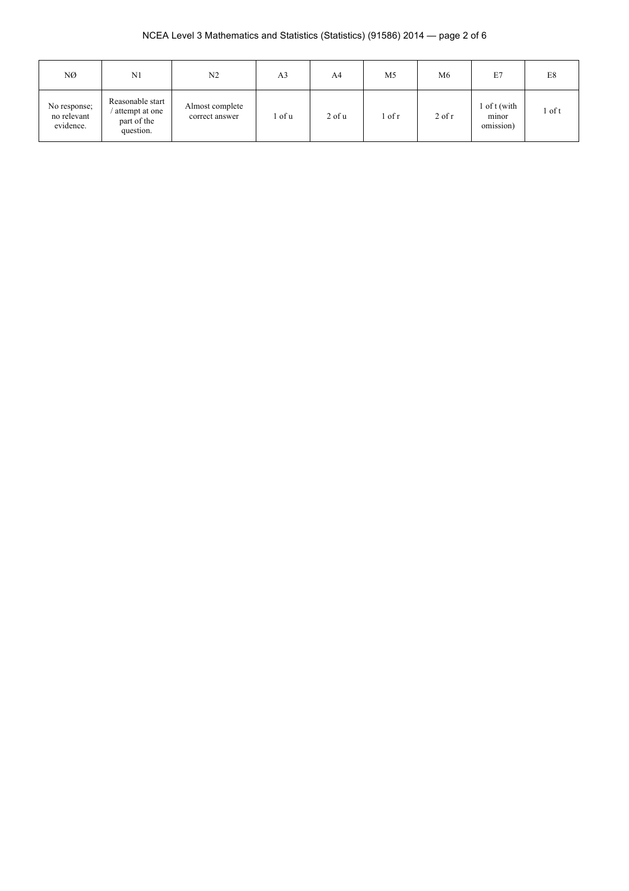| NØ | N1 | N2 | A3 | A4 | M5 | M6 | E7 | E8 |
|---|---|---|---|---|---|---|---|---|
| No response; no relevant evidence. | Reasonable start / attempt at one part of the question. | Almost complete correct answer | 1 of u | 2 of u | 1 of r | 2 of r | 1 of t (with minor omission) | 1 of t |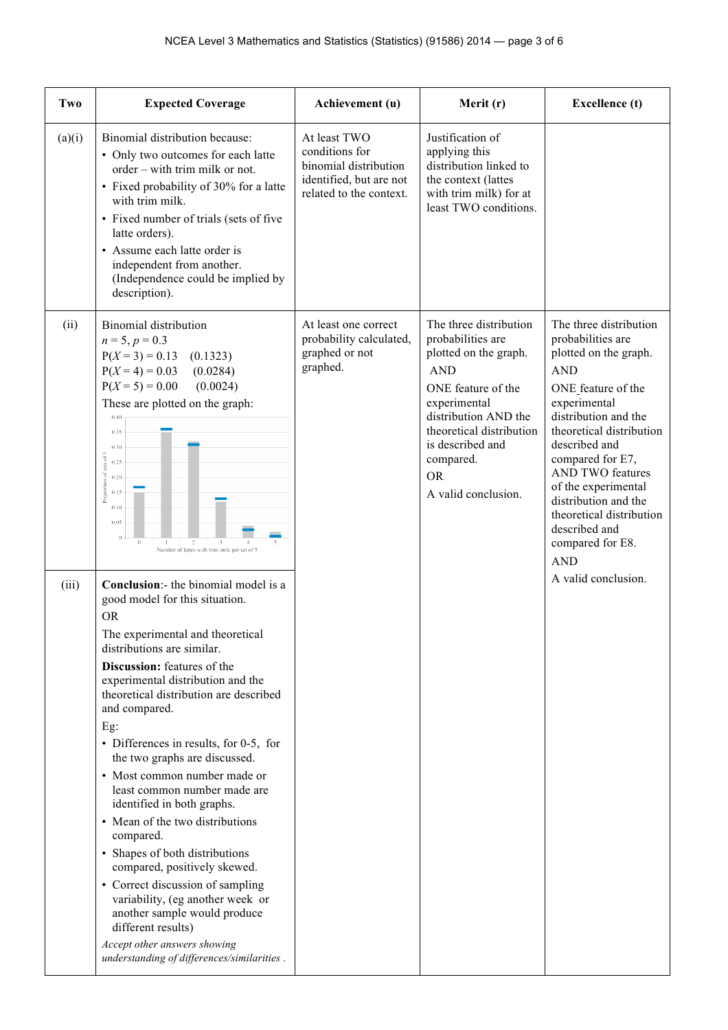| Two | Expected Coverage | Achievement (u) | Merit (r) | Excellence (t) |
|---|---|---|---|---|
| (a)(i) | Binomial distribution because:<br>• Only two outcomes for each latte order – with trim milk or not.<br>• Fixed probability of 30% for a latte with trim milk.<br>• Fixed number of trials (sets of five latte orders).<br>• Assume each latte order is independent from another. (Independence could be implied by description). | At least TWO conditions for binomial distribution identified, but are not related to the context. | Justification of applying this distribution linked to the context (lattes with trim milk) for at least TWO conditions. | |
| (ii) | Binomial distribution<br>$n = 5$, $p = 0.3$<br>$P(X = 3) = 0.13$ (0.1323)<br>$P(X = 4) = 0.03$ (0.0284)<br>$P(X = 5) = 0.00$ (0.0024)<br>These are plotted on the graph: | At least one correct probability calculated, graphed or not graphed. | The three distribution probabilities are plotted on the graph.<br>AND<br>ONE feature of the experimental distribution AND the theoretical distribution is described and compared.<br>OR<br>A valid conclusion. | The three distribution probabilities are plotted on the graph.<br>AND<br>ONE feature of the experimental distribution and the theoretical distribution described and compared for E7,<br>AND TWO features of the experimental distribution and the theoretical distribution described and compared for E8.<br>AND<br>A valid conclusion. |
| (iii) | **Conclusion**:- the binomial model is a good model for this situation.<br>OR<br>The experimental and theoretical distributions are similar.<br>**Discussion:** features of the experimental distribution and the theoretical distribution are described and compared.<br>Eg:<br>• Differences in results, for 0-5, for the two graphs are discussed.<br>• Most common number made or least common number made are identified in both graphs.<br>• Mean of the two distributions compared.<br>• Shapes of both distributions compared, positively skewed.<br>• Correct discussion of sampling variability, (eg another week or another sample would produce different results)<br>*Accept other answers showing understanding of differences/similarities .* | | | |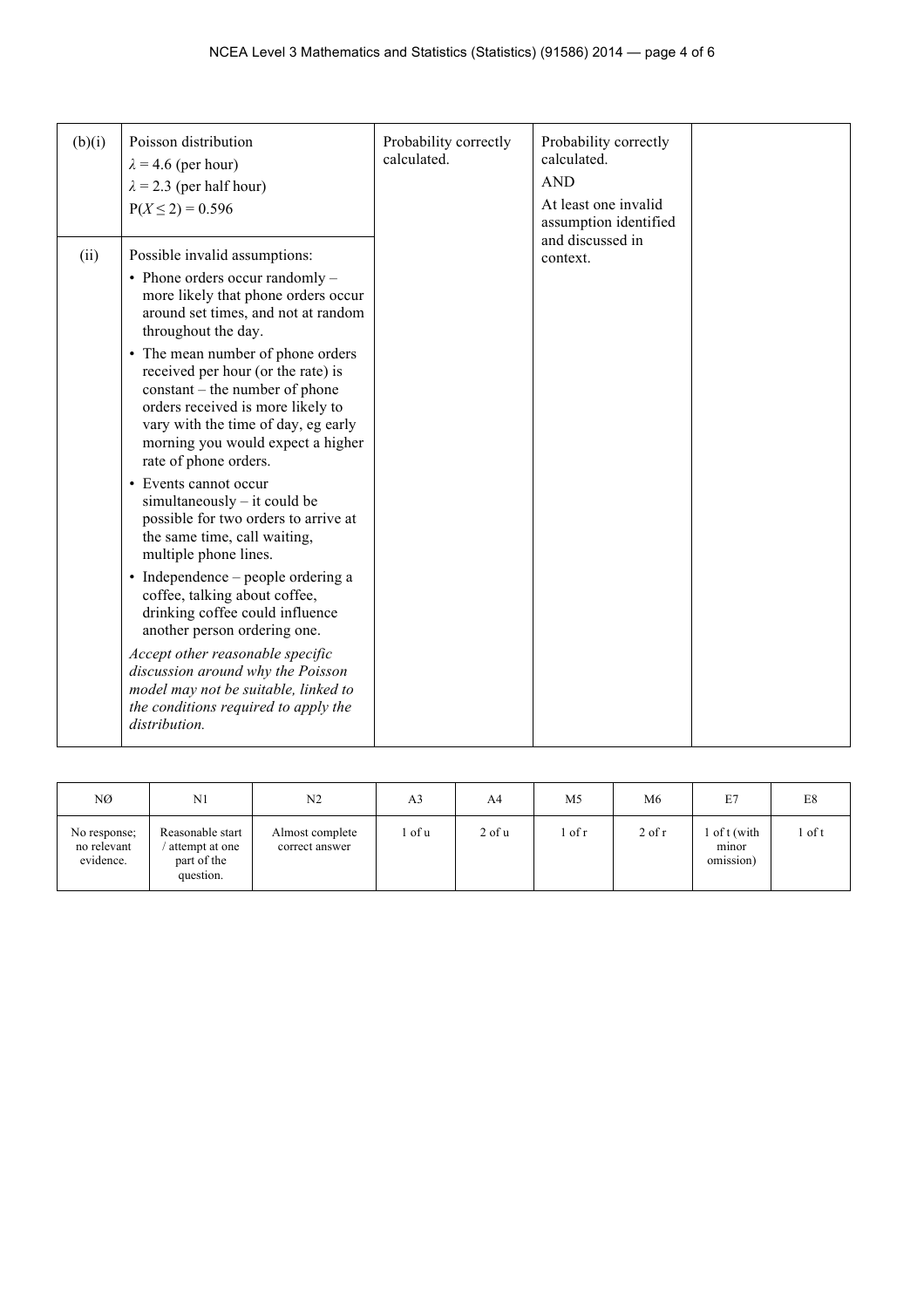| | | | | |
|---|---|---|---|---|
| (b)(i) | Poisson distribution<br>$\lambda = 4.6$ (per hour)<br>$\lambda = 2.3$ (per half hour)<br>$P(X \leq 2) = 0.596$ | Probability correctly calculated. | Probability correctly calculated.<br>AND<br>At least one invalid assumption identified and discussed in context. | |
| (ii) | Possible invalid assumptions:<br>• Phone orders occur randomly – more likely that phone orders occur around set times, and not at random throughout the day.<br>• The mean number of phone orders received per hour (or the rate) is constant – the number of phone orders received is more likely to vary with the time of day, eg early morning you would expect a higher rate of phone orders.<br>• Events cannot occur simultaneously – it could be possible for two orders to arrive at the same time, call waiting, multiple phone lines.<br>• Independence – people ordering a coffee, talking about coffee, drinking coffee could influence another person ordering one.<br>*Accept other reasonable specific discussion around why the Poisson model may not be suitable, linked to the conditions required to apply the distribution.* | | | |

| NØ | N1 | N2 | A3 | A4 | M5 | M6 | E7 | E8 |
|---|---|---|---|---|---|---|---|---|
| No response; no relevant evidence. | Reasonable start / attempt at one part of the question. | Almost complete correct answer | 1 of u | 2 of u | 1 of r | 2 of r | 1 of t (with minor omission) | 1 of t |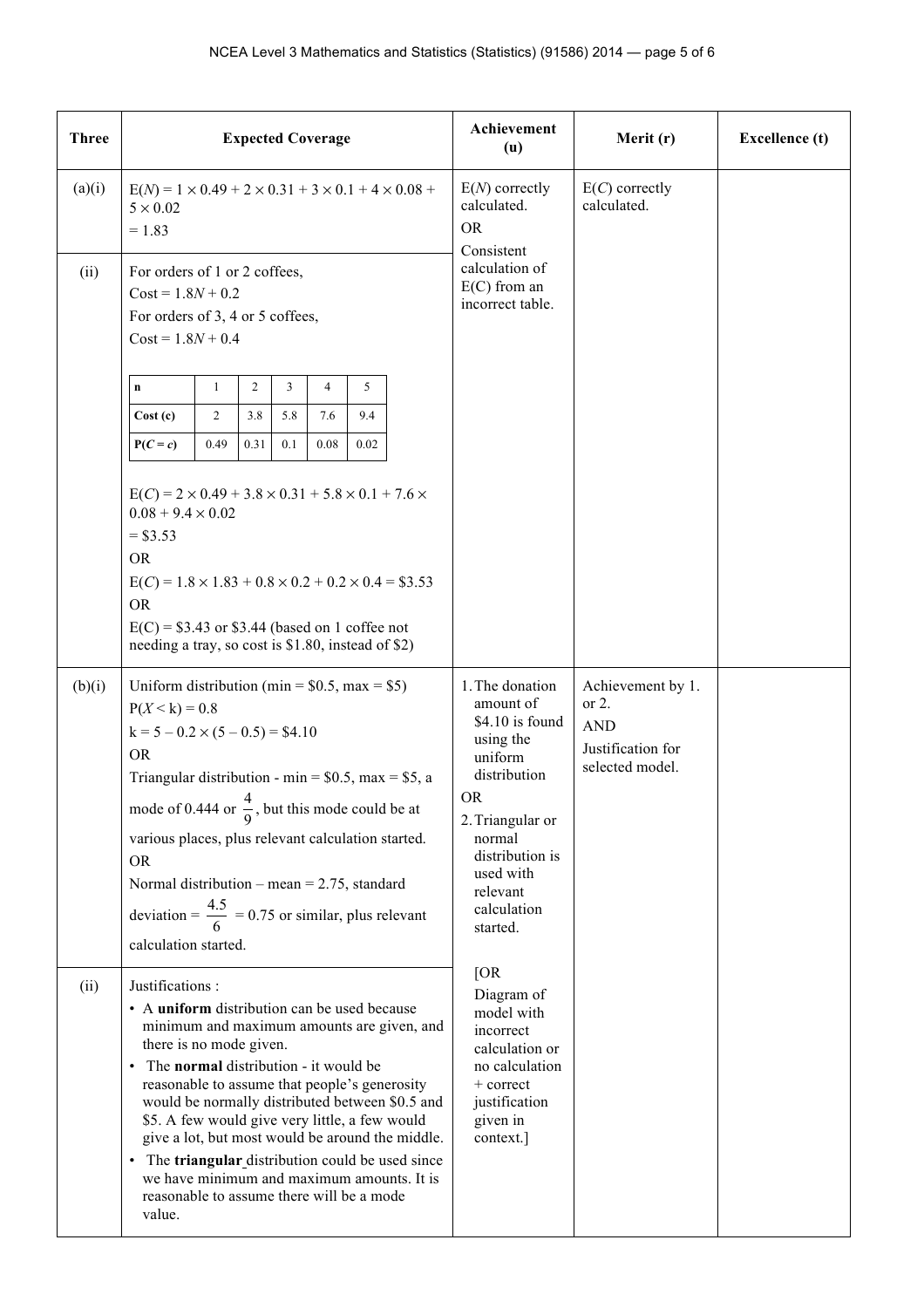| Three | Expected Coverage | Achievement (u) | Merit (r) | Excellence (t) |
|---|---|---|---|---|
| (a)(i) | $E(N) = 1 \times 0.49 + 2 \times 0.31 + 3 \times 0.1 + 4 \times 0.08 + 5 \times 0.02$<br>$= 1.83$ | $E(N)$ correctly calculated.<br>OR<br>Consistent calculation of $E(C)$ from an incorrect table. | $E(C)$ correctly calculated. | |
| (ii) | For orders of 1 or 2 coffees,<br>Cost $= 1.8N + 0.2$<br>For orders of 3, 4 or 5 coffees,<br>Cost $= 1.8N + 0.4$<br><br>**n**: 1, 2, 3, 4, 5<br>**Cost (c)**: 2, 3.8, 5.8, 7.6, 9.4<br>**$P(C = c)$**: 0.49, 0.31, 0.1, 0.08, 0.02<br><br>$E(C) = 2 \times 0.49 + 3.8 \times 0.31 + 5.8 \times 0.1 + 7.6 \times 0.08 + 9.4 \times 0.02$<br>$=$ \$3.53<br>OR<br>$E(C) = 1.8 \times 1.83 + 0.8 \times 0.2 + 0.2 \times 0.4 =$ \$3.53<br>OR<br>$E(C) =$ \$3.43 or \$3.44 (based on 1 coffee not needing a tray, so cost is \$1.80, instead of \$2) | | | |
| (b)(i) | Uniform distribution (min = \$0.5, max = \$5)<br>$P(X < k) = 0.8$<br>$k = 5 - 0.2 \times (5 - 0.5) =$ \$4.10<br>OR<br>Triangular distribution - min = \$0.5, max = \$5, a mode of 0.444 or $\frac{4}{9}$, but this mode could be at various places, plus relevant calculation started.<br>OR<br>Normal distribution – mean = 2.75, standard deviation $= \frac{4.5}{6} = 0.75$ or similar, plus relevant calculation started. | 1. The donation amount of \$4.10 is found using the uniform distribution<br>OR<br>2. Triangular or normal distribution is used with relevant calculation started.<br><br>[OR<br>Diagram of model with incorrect calculation or no calculation + correct justification given in context.] | Achievement by 1. or 2.<br>AND<br>Justification for selected model. | |
| (ii) | Justifications :<br>• A **uniform** distribution can be used because minimum and maximum amounts are given, and there is no mode given.<br>• The **normal** distribution - it would be reasonable to assume that people's generosity would be normally distributed between \$0.5 and \$5. A few would give very little, a few would give a lot, but most would be around the middle.<br>• The **triangular** distribution could be used since we have minimum and maximum amounts. It is reasonable to assume there will be a mode value. | | | |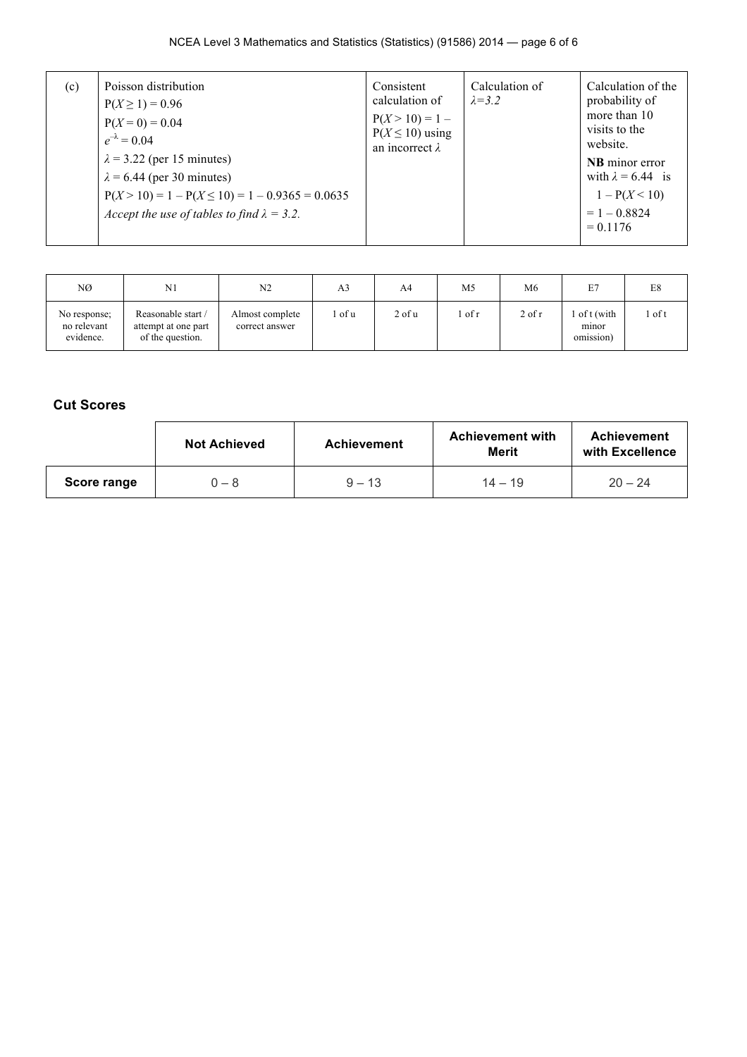| | | | | |
|---|---|---|---|---|
| (c) | Poisson distribution<br>$P(X \geq 1) = 0.96$<br>$P(X = 0) = 0.04$<br>$e^{-\lambda} = 0.04$<br>$\lambda = 3.22$ (per 15 minutes)<br>$\lambda = 6.44$ (per 30 minutes)<br>$P(X > 10) = 1 - P(X \leq 10) = 1 - 0.9365 = 0.0635$<br>*Accept the use of tables to find $\lambda = 3.2$.* | Consistent calculation of $P(X > 10) = 1 - P(X \leq 10)$ using an incorrect $\lambda$ | Calculation of *$\lambda$=3.2* | Calculation of the probability of more than 10 visits to the website.<br>**NB** minor error with $\lambda = 6.44$ is $1 - P(X < 10)$ $= 1 - 0.8824$ $= 0.1176$ |

| NØ | N1 | N2 | A3 | A4 | M5 | M6 | E7 | E8 |
|---|---|---|---|---|---|---|---|---|
| No response; no relevant evidence. | Reasonable start / attempt at one part of the question. | Almost complete correct answer | 1 of u | 2 of u | 1 of r | 2 of r | 1 of t (with minor omission) | 1 of t |

### Cut Scores

| | Not Achieved | Achievement | Achievement with Merit | Achievement with Excellence |
|---|---|---|---|---|
| **Score range** | 0 – 8 | 9 – 13 | 14 – 19 | 20 – 24 |